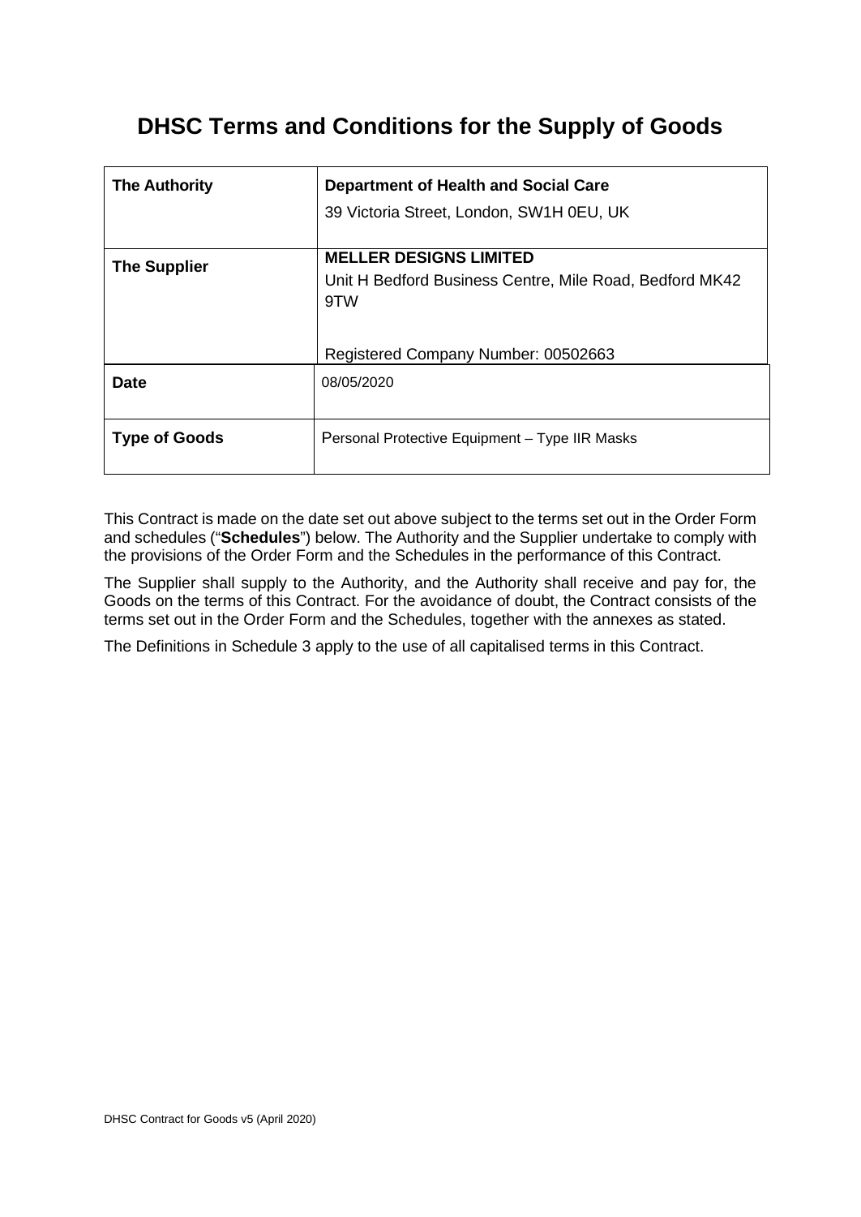# DHSC Terms and Conditions for the Supply of Goods

| | |
|---|---|
| **The Authority** | **Department of Health and Social Care**<br>39 Victoria Street, London, SW1H 0EU, UK |
| **The Supplier** | **MELLER DESIGNS LIMITED**<br>Unit H Bedford Business Centre, Mile Road, Bedford MK42 9TW<br><br>Registered Company Number: 00502663 |
| **Date** | 08/05/2020 |
| **Type of Goods** | Personal Protective Equipment – Type IIR Masks |

This Contract is made on the date set out above subject to the terms set out in the Order Form and schedules ("**Schedules**") below. The Authority and the Supplier undertake to comply with the provisions of the Order Form and the Schedules in the performance of this Contract.

The Supplier shall supply to the Authority, and the Authority shall receive and pay for, the Goods on the terms of this Contract. For the avoidance of doubt, the Contract consists of the terms set out in the Order Form and the Schedules, together with the annexes as stated.

The Definitions in Schedule 3 apply to the use of all capitalised terms in this Contract.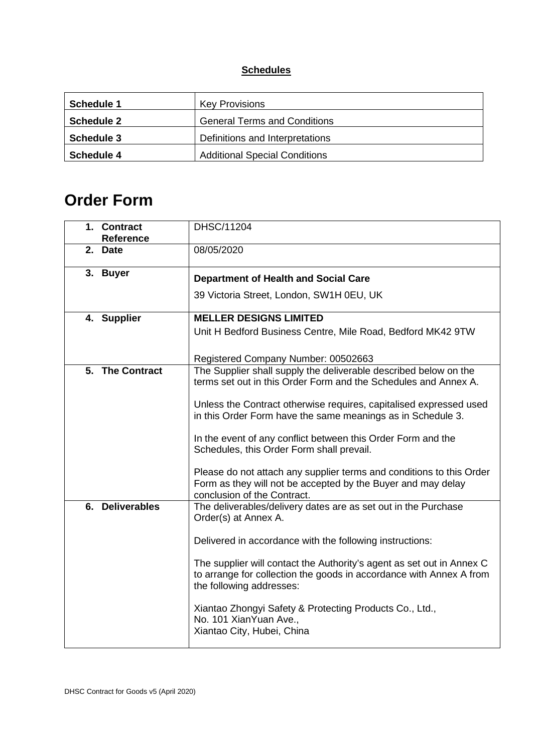**Schedules**

| | |
|---|---|
| **Schedule 1** | Key Provisions |
| **Schedule 2** | General Terms and Conditions |
| **Schedule 3** | Definitions and Interpretations |
| **Schedule 4** | Additional Special Conditions |

# Order Form

| | |
|---|---|
| **1. Contract Reference** | DHSC/11204 |
| **2. Date** | 08/05/2020 |
| **3. Buyer** | **Department of Health and Social Care**<br><br>39 Victoria Street, London, SW1H 0EU, UK |
| **4. Supplier** | **MELLER DESIGNS LIMITED**<br>Unit H Bedford Business Centre, Mile Road, Bedford MK42 9TW<br><br>Registered Company Number: 00502663 |
| **5. The Contract** | The Supplier shall supply the deliverable described below on the terms set out in this Order Form and the Schedules and Annex A.<br><br>Unless the Contract otherwise requires, capitalised expressed used in this Order Form have the same meanings as in Schedule 3.<br><br>In the event of any conflict between this Order Form and the Schedules, this Order Form shall prevail.<br><br>Please do not attach any supplier terms and conditions to this Order Form as they will not be accepted by the Buyer and may delay conclusion of the Contract. |
| **6. Deliverables** | The deliverables/delivery dates are as set out in the Purchase Order(s) at Annex A.<br><br>Delivered in accordance with the following instructions:<br><br>The supplier will contact the Authority's agent as set out in Annex C to arrange for collection the goods in accordance with Annex A from the following addresses:<br><br>Xiantao Zhongyi Safety & Protecting Products Co., Ltd.,<br>No. 101 XianYuan Ave.,<br>Xiantao City, Hubei, China |

DHSC Contract for Goods v5 (April 2020)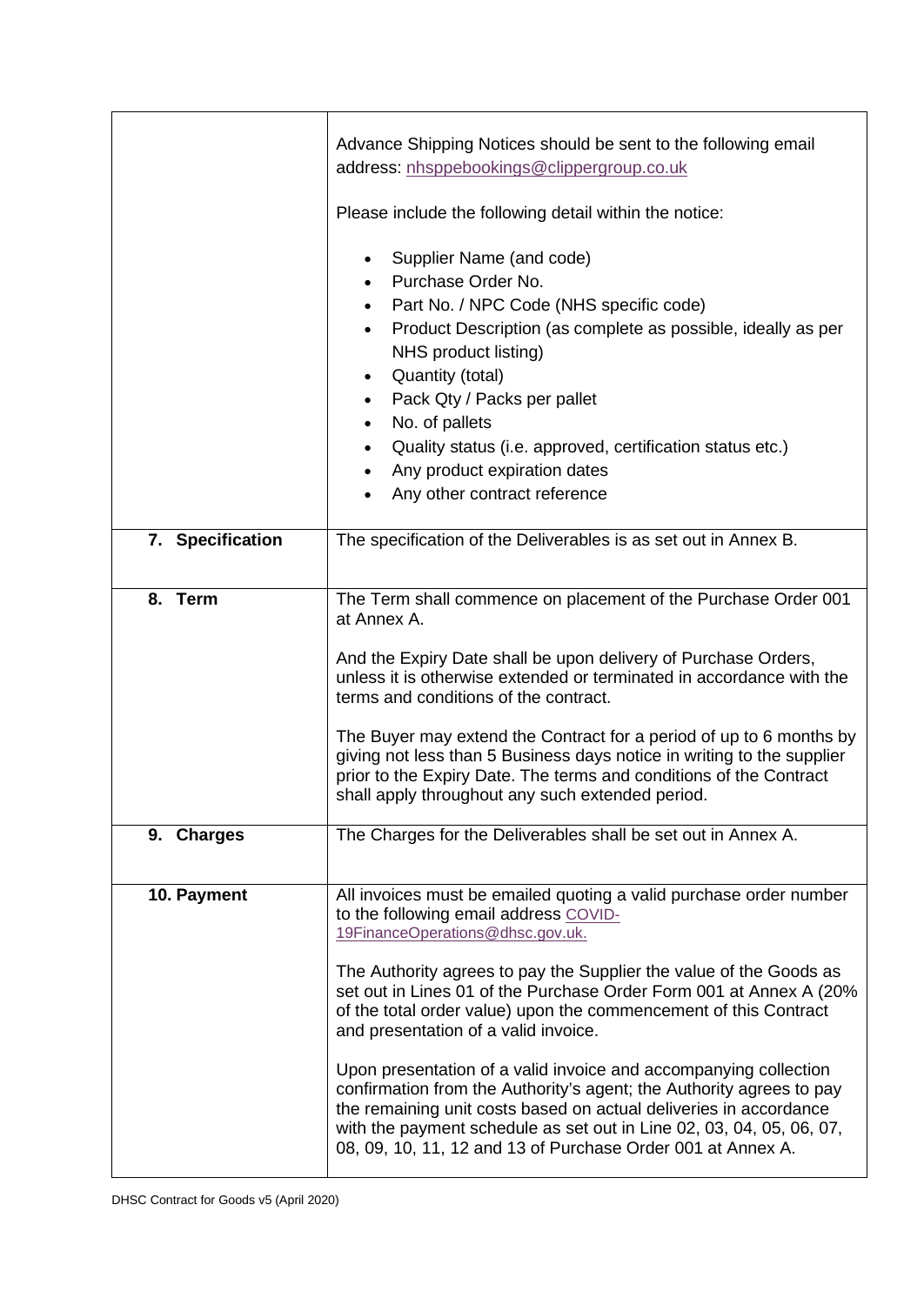| | |
|---|---|
| | Advance Shipping Notices should be sent to the following email address: nhsppebookings@clippergroup.co.uk<br><br>Please include the following detail within the notice:<br><br>• Supplier Name (and code)<br>• Purchase Order No.<br>• Part No. / NPC Code (NHS specific code)<br>• Product Description (as complete as possible, ideally as per NHS product listing)<br>• Quantity (total)<br>• Pack Qty / Packs per pallet<br>• No. of pallets<br>• Quality status (i.e. approved, certification status etc.)<br>• Any product expiration dates<br>• Any other contract reference |
| **7. Specification** | The specification of the Deliverables is as set out in Annex B. |
| **8. Term** | The Term shall commence on placement of the Purchase Order 001 at Annex A.<br><br>And the Expiry Date shall be upon delivery of Purchase Orders, unless it is otherwise extended or terminated in accordance with the terms and conditions of the contract.<br><br>The Buyer may extend the Contract for a period of up to 6 months by giving not less than 5 Business days notice in writing to the supplier prior to the Expiry Date. The terms and conditions of the Contract shall apply throughout any such extended period. |
| **9. Charges** | The Charges for the Deliverables shall be set out in Annex A. |
| **10. Payment** | All invoices must be emailed quoting a valid purchase order number to the following email address COVID-19FinanceOperations@dhsc.gov.uk.<br><br>The Authority agrees to pay the Supplier the value of the Goods as set out in Lines 01 of the Purchase Order Form 001 at Annex A (20% of the total order value) upon the commencement of this Contract and presentation of a valid invoice.<br><br>Upon presentation of a valid invoice and accompanying collection confirmation from the Authority's agent; the Authority agrees to pay the remaining unit costs based on actual deliveries in accordance with the payment schedule as set out in Line 02, 03, 04, 05, 06, 07, 08, 09, 10, 11, 12 and 13 of Purchase Order 001 at Annex A. |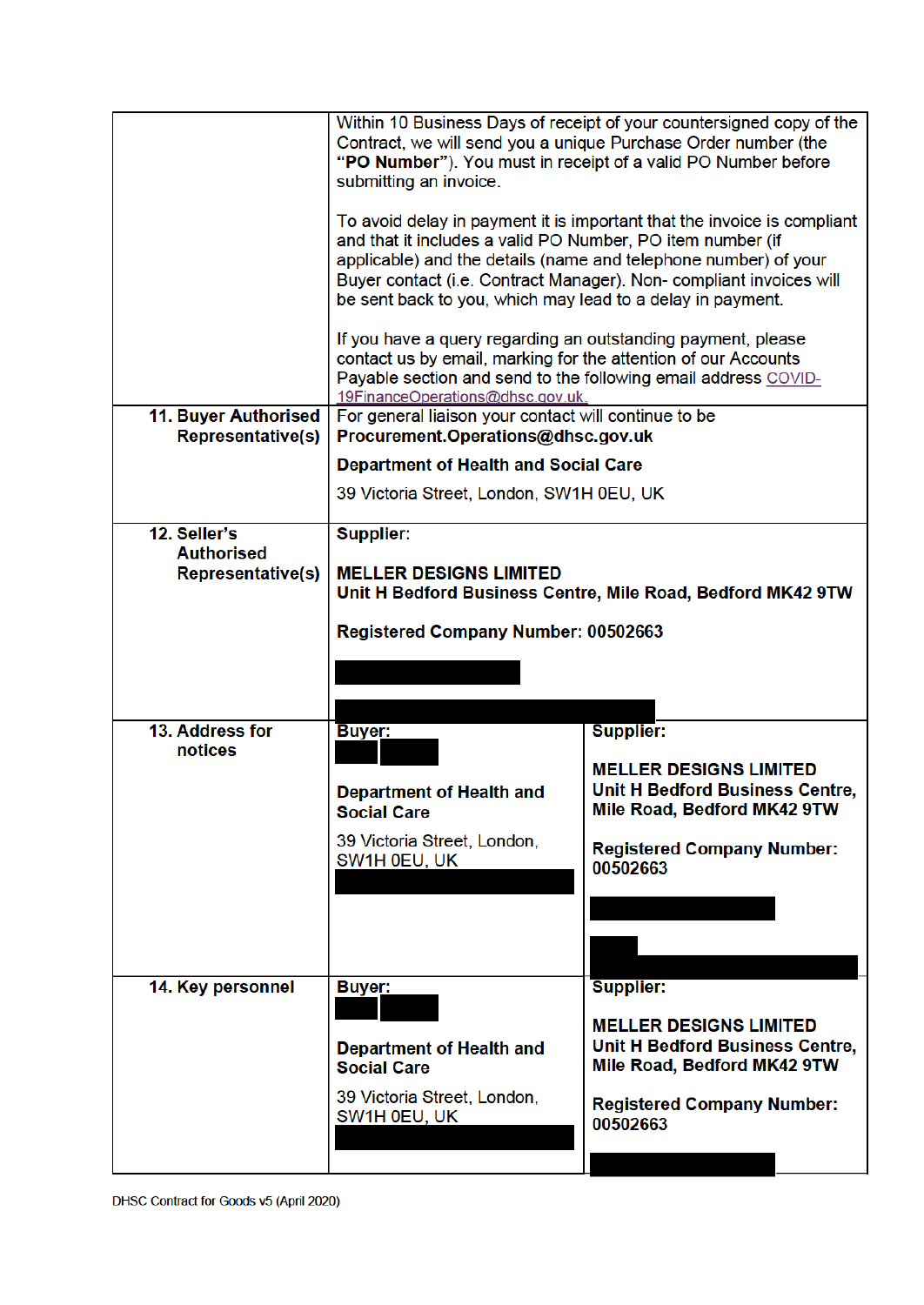| | | |
|---|---|---|
| | Within 10 Business Days of receipt of your countersigned copy of the Contract, we will send you a unique Purchase Order number (the "**PO Number**"). You must in receipt of a valid PO Number before submitting an invoice.<br><br>To avoid delay in payment it is important that the invoice is compliant and that it includes a valid PO Number, PO item number (if applicable) and the details (name and telephone number) of your Buyer contact (i.e. Contract Manager). Non- compliant invoices will be sent back to you, which may lead to a delay in payment.<br><br>If you have a query regarding an outstanding payment, please contact us by email, marking for the attention of our Accounts Payable section and send to the following email address COVID-19FinanceOperations@dhsc.gov.uk. | |
| **11. Buyer Authorised Representative(s)** | For general liaison your contact will continue to be **Procurement.Operations@dhsc.gov.uk**<br><br>**Department of Health and Social Care**<br><br>39 Victoria Street, London, SW1H 0EU, UK | |
| **12. Seller's Authorised Representative(s)** | **Supplier:**<br><br>**MELLER DESIGNS LIMITED**<br>**Unit H Bedford Business Centre, Mile Road, Bedford MK42 9TW**<br><br>**Registered Company Number: 00502663** | |
| **13. Address for notices** | **Buyer:**<br><br>**Department of Health and Social Care**<br><br>39 Victoria Street, London, SW1H 0EU, UK | **Supplier:**<br><br>**MELLER DESIGNS LIMITED**<br>**Unit H Bedford Business Centre, Mile Road, Bedford MK42 9TW**<br><br>**Registered Company Number: 00502663** |
| **14. Key personnel** | **Buyer:**<br><br>**Department of Health and Social Care**<br><br>39 Victoria Street, London, SW1H 0EU, UK | **Supplier:**<br><br>**MELLER DESIGNS LIMITED**<br>**Unit H Bedford Business Centre, Mile Road, Bedford MK42 9TW**<br><br>**Registered Company Number: 00502663** |

DHSC Contract for Goods v5 (April 2020)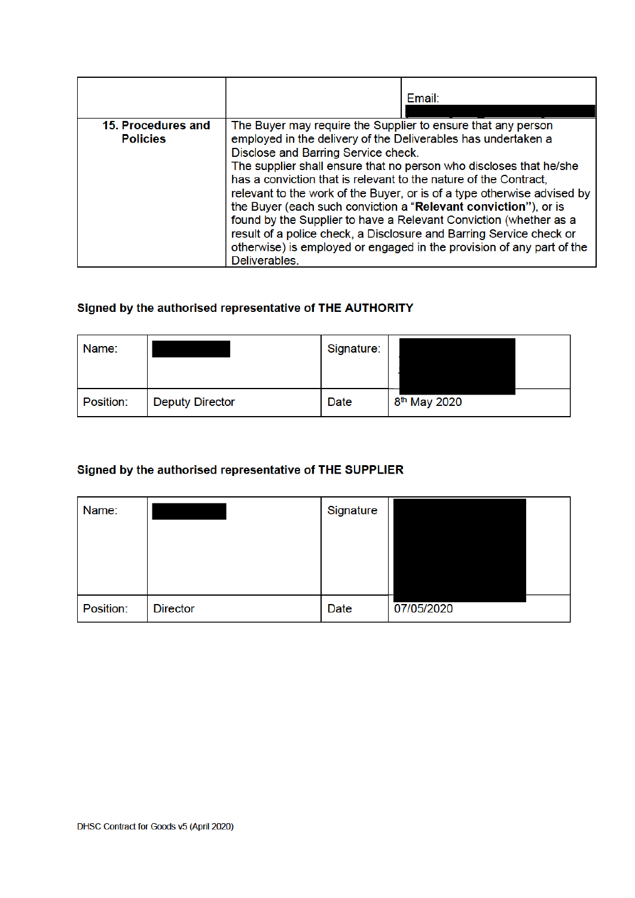| | | Email: |
|---|---|---|
| **15. Procedures and Policies** | The Buyer may require the Supplier to ensure that any person employed in the delivery of the Deliverables has undertaken a Disclose and Barring Service check. The supplier shall ensure that no person who discloses that he/she has a conviction that is relevant to the nature of the Contract, relevant to the work of the Buyer, or is of a type otherwise advised by the Buyer (each such conviction a "**Relevant conviction**"), or is found by the Supplier to have a Relevant Conviction (whether as a result of a police check, a Disclosure and Barring Service check or otherwise) is employed or engaged in the provision of any part of the Deliverables. | |

**Signed by the authorised representative of THE AUTHORITY**

| Name: | | Signature: | |
|---|---|---|---|
| Position: | Deputy Director | Date | 8th May 2020 |

**Signed by the authorised representative of THE SUPPLIER**

| Name: | | Signature | |
|---|---|---|---|
| Position: | Director | Date | 07/05/2020 |

DHSC Contract for Goods v5 (April 2020)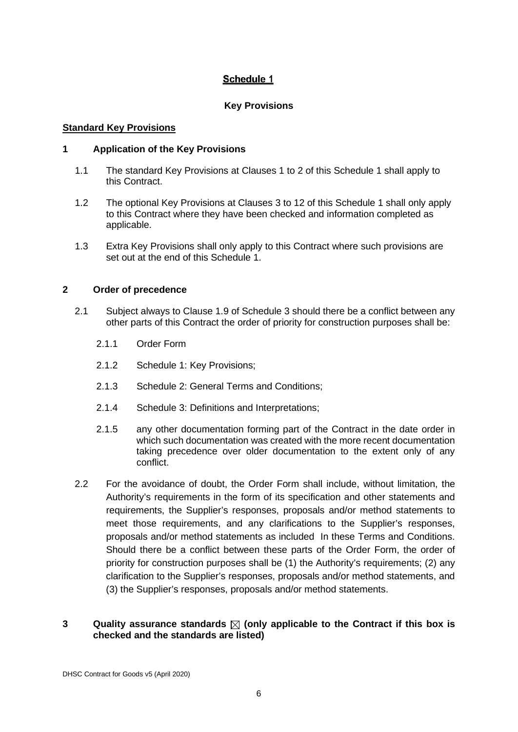# Schedule 1

## Key Provisions

**Standard Key Provisions**

### 1 Application of the Key Provisions

1.1 The standard Key Provisions at Clauses 1 to 2 of this Schedule 1 shall apply to this Contract.

1.2 The optional Key Provisions at Clauses 3 to 12 of this Schedule 1 shall only apply to this Contract where they have been checked and information completed as applicable.

1.3 Extra Key Provisions shall only apply to this Contract where such provisions are set out at the end of this Schedule 1.

### 2 Order of precedence

2.1 Subject always to Clause 1.9 of Schedule 3 should there be a conflict between any other parts of this Contract the order of priority for construction purposes shall be:

2.1.1 Order Form

2.1.2 Schedule 1: Key Provisions;

2.1.3 Schedule 2: General Terms and Conditions;

2.1.4 Schedule 3: Definitions and Interpretations;

2.1.5 any other documentation forming part of the Contract in the date order in which such documentation was created with the more recent documentation taking precedence over older documentation to the extent only of any conflict.

2.2 For the avoidance of doubt, the Order Form shall include, without limitation, the Authority's requirements in the form of its specification and other statements and requirements, the Supplier's responses, proposals and/or method statements to meet those requirements, and any clarifications to the Supplier's responses, proposals and/or method statements as included In these Terms and Conditions. Should there be a conflict between these parts of the Order Form, the order of priority for construction purposes shall be (1) the Authority's requirements; (2) any clarification to the Supplier's responses, proposals and/or method statements, and (3) the Supplier's responses, proposals and/or method statements.

### 3 Quality assurance standards ☒ (only applicable to the Contract if this box is checked and the standards are listed)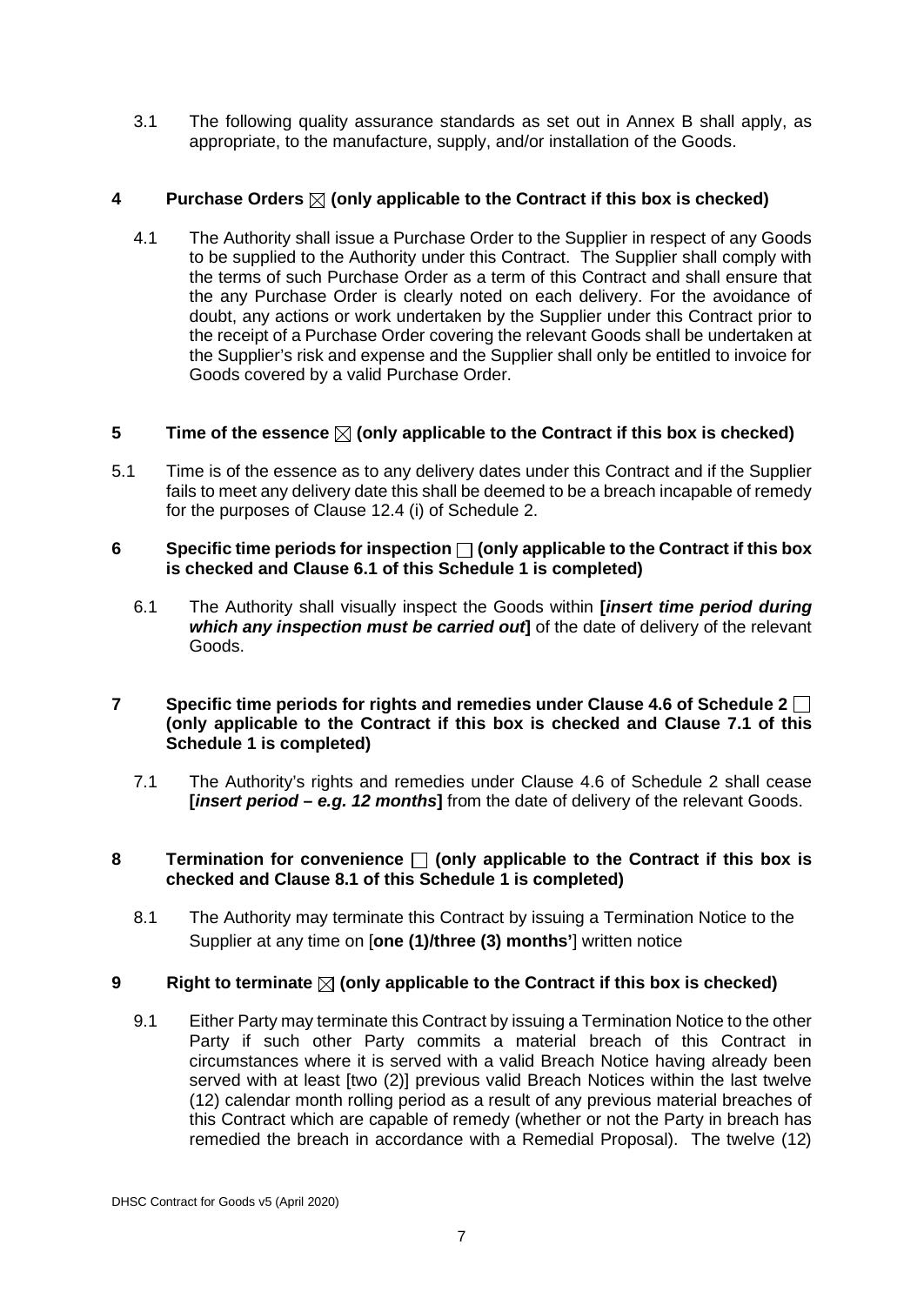3.1 The following quality assurance standards as set out in Annex B shall apply, as appropriate, to the manufacture, supply, and/or installation of the Goods.

**4 Purchase Orders ☒ (only applicable to the Contract if this box is checked)**

4.1 The Authority shall issue a Purchase Order to the Supplier in respect of any Goods to be supplied to the Authority under this Contract. The Supplier shall comply with the terms of such Purchase Order as a term of this Contract and shall ensure that the any Purchase Order is clearly noted on each delivery. For the avoidance of doubt, any actions or work undertaken by the Supplier under this Contract prior to the receipt of a Purchase Order covering the relevant Goods shall be undertaken at the Supplier's risk and expense and the Supplier shall only be entitled to invoice for Goods covered by a valid Purchase Order.

**5 Time of the essence ☒ (only applicable to the Contract if this box is checked)**

5.1 Time is of the essence as to any delivery dates under this Contract and if the Supplier fails to meet any delivery date this shall be deemed to be a breach incapable of remedy for the purposes of Clause 12.4 (i) of Schedule 2.

**6 Specific time periods for inspection ☐ (only applicable to the Contract if this box is checked and Clause 6.1 of this Schedule 1 is completed)**

6.1 The Authority shall visually inspect the Goods within **[*insert time period during which any inspection must be carried out*]** of the date of delivery of the relevant Goods.

**7 Specific time periods for rights and remedies under Clause 4.6 of Schedule 2 ☐ (only applicable to the Contract if this box is checked and Clause 7.1 of this Schedule 1 is completed)**

7.1 The Authority's rights and remedies under Clause 4.6 of Schedule 2 shall cease **[*insert period – e.g. 12 months*]** from the date of delivery of the relevant Goods.

**8 Termination for convenience ☐ (only applicable to the Contract if this box is checked and Clause 8.1 of this Schedule 1 is completed)**

8.1 The Authority may terminate this Contract by issuing a Termination Notice to the Supplier at any time on [**one (1)/three (3) months'**] written notice

**9 Right to terminate ☒ (only applicable to the Contract if this box is checked)**

9.1 Either Party may terminate this Contract by issuing a Termination Notice to the other Party if such other Party commits a material breach of this Contract in circumstances where it is served with a valid Breach Notice having already been served with at least [two (2)] previous valid Breach Notices within the last twelve (12) calendar month rolling period as a result of any previous material breaches of this Contract which are capable of remedy (whether or not the Party in breach has remedied the breach in accordance with a Remedial Proposal). The twelve (12)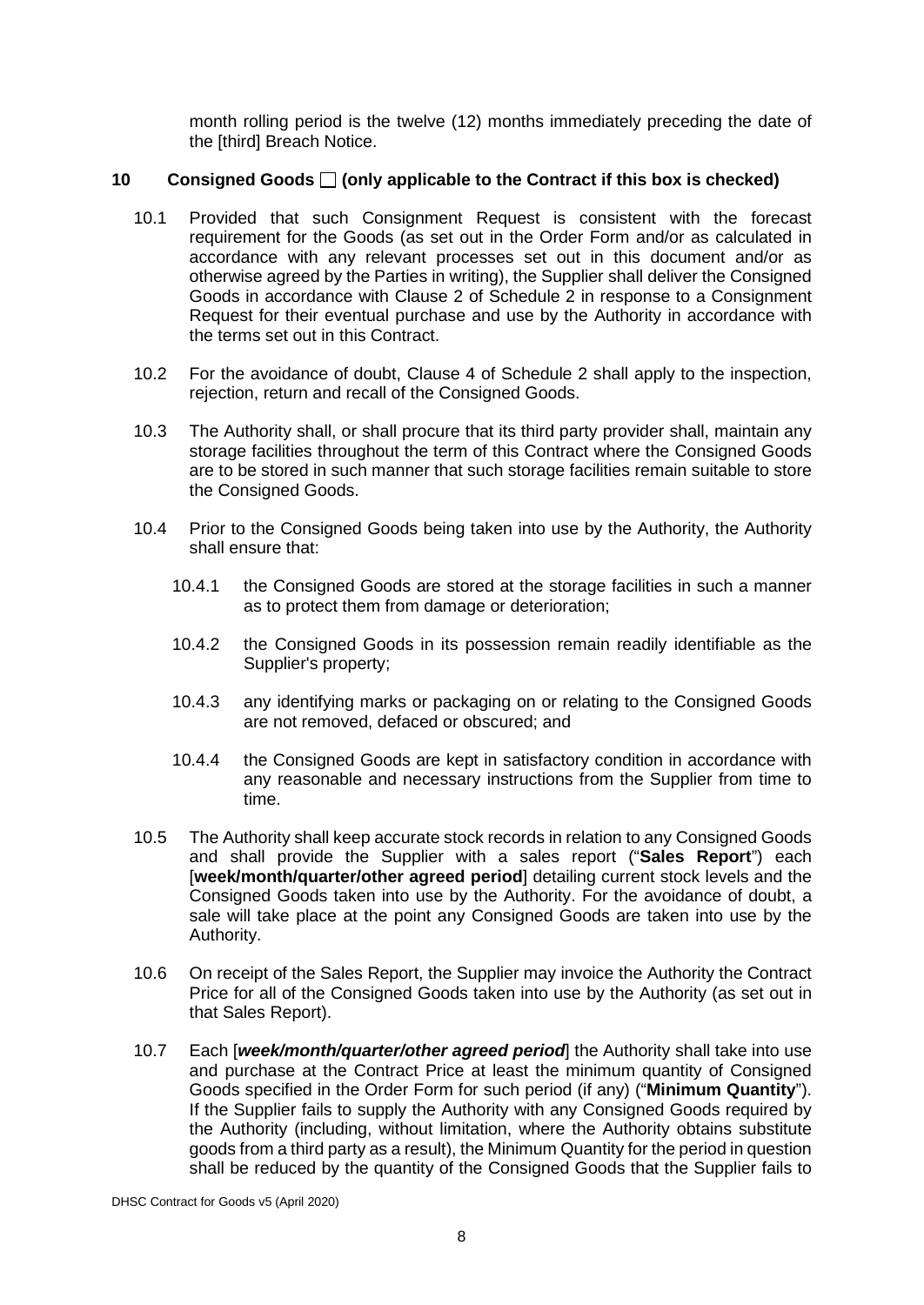month rolling period is the twelve (12) months immediately preceding the date of the [third] Breach Notice.

## 10 Consigned Goods ☐ (only applicable to the Contract if this box is checked)

10.1 Provided that such Consignment Request is consistent with the forecast requirement for the Goods (as set out in the Order Form and/or as calculated in accordance with any relevant processes set out in this document and/or as otherwise agreed by the Parties in writing), the Supplier shall deliver the Consigned Goods in accordance with Clause 2 of Schedule 2 in response to a Consignment Request for their eventual purchase and use by the Authority in accordance with the terms set out in this Contract.

10.2 For the avoidance of doubt, Clause 4 of Schedule 2 shall apply to the inspection, rejection, return and recall of the Consigned Goods.

10.3 The Authority shall, or shall procure that its third party provider shall, maintain any storage facilities throughout the term of this Contract where the Consigned Goods are to be stored in such manner that such storage facilities remain suitable to store the Consigned Goods.

10.4 Prior to the Consigned Goods being taken into use by the Authority, the Authority shall ensure that:

10.4.1 the Consigned Goods are stored at the storage facilities in such a manner as to protect them from damage or deterioration;

10.4.2 the Consigned Goods in its possession remain readily identifiable as the Supplier's property;

10.4.3 any identifying marks or packaging on or relating to the Consigned Goods are not removed, defaced or obscured; and

10.4.4 the Consigned Goods are kept in satisfactory condition in accordance with any reasonable and necessary instructions from the Supplier from time to time.

10.5 The Authority shall keep accurate stock records in relation to any Consigned Goods and shall provide the Supplier with a sales report ("**Sales Report**") each [**week/month/quarter/other agreed period**] detailing current stock levels and the Consigned Goods taken into use by the Authority. For the avoidance of doubt, a sale will take place at the point any Consigned Goods are taken into use by the Authority.

10.6 On receipt of the Sales Report, the Supplier may invoice the Authority the Contract Price for all of the Consigned Goods taken into use by the Authority (as set out in that Sales Report).

10.7 Each [***week/month/quarter/other agreed period***] the Authority shall take into use and purchase at the Contract Price at least the minimum quantity of Consigned Goods specified in the Order Form for such period (if any) ("**Minimum Quantity**"). If the Supplier fails to supply the Authority with any Consigned Goods required by the Authority (including, without limitation, where the Authority obtains substitute goods from a third party as a result), the Minimum Quantity for the period in question shall be reduced by the quantity of the Consigned Goods that the Supplier fails to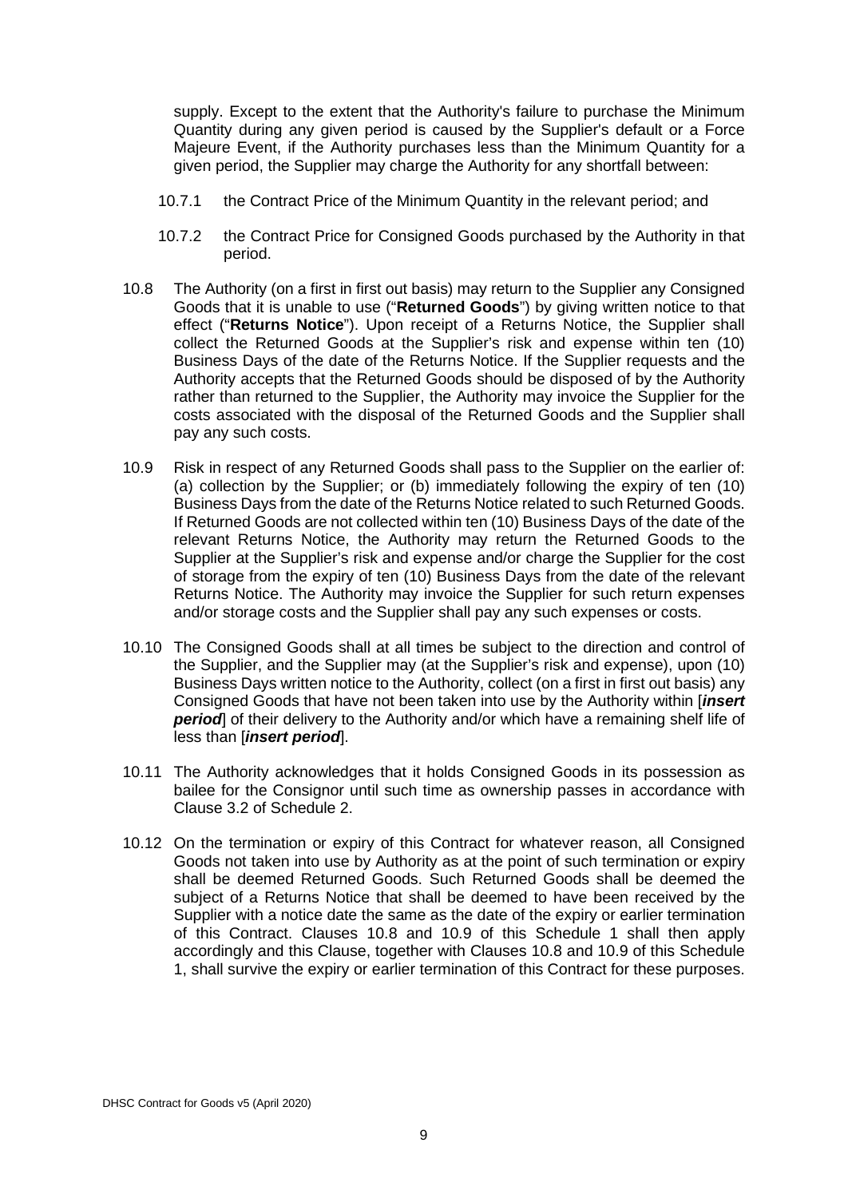supply. Except to the extent that the Authority's failure to purchase the Minimum Quantity during any given period is caused by the Supplier's default or a Force Majeure Event, if the Authority purchases less than the Minimum Quantity for a given period, the Supplier may charge the Authority for any shortfall between:

10.7.1 the Contract Price of the Minimum Quantity in the relevant period; and

10.7.2 the Contract Price for Consigned Goods purchased by the Authority in that period.

10.8 The Authority (on a first in first out basis) may return to the Supplier any Consigned Goods that it is unable to use ("**Returned Goods**") by giving written notice to that effect ("**Returns Notice**"). Upon receipt of a Returns Notice, the Supplier shall collect the Returned Goods at the Supplier's risk and expense within ten (10) Business Days of the date of the Returns Notice. If the Supplier requests and the Authority accepts that the Returned Goods should be disposed of by the Authority rather than returned to the Supplier, the Authority may invoice the Supplier for the costs associated with the disposal of the Returned Goods and the Supplier shall pay any such costs.

10.9 Risk in respect of any Returned Goods shall pass to the Supplier on the earlier of: (a) collection by the Supplier; or (b) immediately following the expiry of ten (10) Business Days from the date of the Returns Notice related to such Returned Goods. If Returned Goods are not collected within ten (10) Business Days of the date of the relevant Returns Notice, the Authority may return the Returned Goods to the Supplier at the Supplier's risk and expense and/or charge the Supplier for the cost of storage from the expiry of ten (10) Business Days from the date of the relevant Returns Notice. The Authority may invoice the Supplier for such return expenses and/or storage costs and the Supplier shall pay any such expenses or costs.

10.10 The Consigned Goods shall at all times be subject to the direction and control of the Supplier, and the Supplier may (at the Supplier's risk and expense), upon (10) Business Days written notice to the Authority, collect (on a first in first out basis) any Consigned Goods that have not been taken into use by the Authority within [***insert period***] of their delivery to the Authority and/or which have a remaining shelf life of less than [***insert period***].

10.11 The Authority acknowledges that it holds Consigned Goods in its possession as bailee for the Consignor until such time as ownership passes in accordance with Clause 3.2 of Schedule 2.

10.12 On the termination or expiry of this Contract for whatever reason, all Consigned Goods not taken into use by Authority as at the point of such termination or expiry shall be deemed Returned Goods. Such Returned Goods shall be deemed the subject of a Returns Notice that shall be deemed to have been received by the Supplier with a notice date the same as the date of the expiry or earlier termination of this Contract. Clauses 10.8 and 10.9 of this Schedule 1 shall then apply accordingly and this Clause, together with Clauses 10.8 and 10.9 of this Schedule 1, shall survive the expiry or earlier termination of this Contract for these purposes.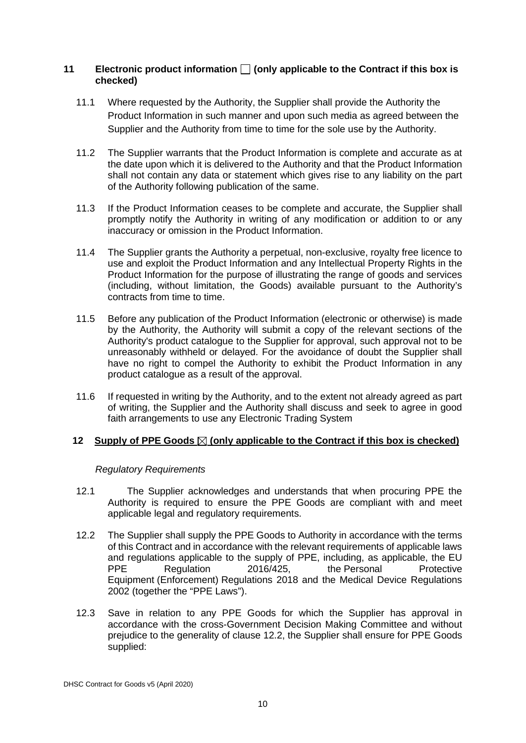## 11 Electronic product information ☐ (only applicable to the Contract if this box is checked)

11.1 Where requested by the Authority, the Supplier shall provide the Authority the Product Information in such manner and upon such media as agreed between the Supplier and the Authority from time to time for the sole use by the Authority.

11.2 The Supplier warrants that the Product Information is complete and accurate as at the date upon which it is delivered to the Authority and that the Product Information shall not contain any data or statement which gives rise to any liability on the part of the Authority following publication of the same.

11.3 If the Product Information ceases to be complete and accurate, the Supplier shall promptly notify the Authority in writing of any modification or addition to or any inaccuracy or omission in the Product Information.

11.4 The Supplier grants the Authority a perpetual, non-exclusive, royalty free licence to use and exploit the Product Information and any Intellectual Property Rights in the Product Information for the purpose of illustrating the range of goods and services (including, without limitation, the Goods) available pursuant to the Authority's contracts from time to time.

11.5 Before any publication of the Product Information (electronic or otherwise) is made by the Authority, the Authority will submit a copy of the relevant sections of the Authority's product catalogue to the Supplier for approval, such approval not to be unreasonably withheld or delayed. For the avoidance of doubt the Supplier shall have no right to compel the Authority to exhibit the Product Information in any product catalogue as a result of the approval.

11.6 If requested in writing by the Authority, and to the extent not already agreed as part of writing, the Supplier and the Authority shall discuss and seek to agree in good faith arrangements to use any Electronic Trading System

## 12 <u>Supply of PPE Goods ☒ (only applicable to the Contract if this box is checked)</u>

*Regulatory Requirements*

12.1 The Supplier acknowledges and understands that when procuring PPE the Authority is required to ensure the PPE Goods are compliant with and meet applicable legal and regulatory requirements.

12.2 The Supplier shall supply the PPE Goods to Authority in accordance with the terms of this Contract and in accordance with the relevant requirements of applicable laws and regulations applicable to the supply of PPE, including, as applicable, the EU PPE Regulation 2016/425, the Personal Protective Equipment (Enforcement) Regulations 2018 and the Medical Device Regulations 2002 (together the "PPE Laws").

12.3 Save in relation to any PPE Goods for which the Supplier has approval in accordance with the cross-Government Decision Making Committee and without prejudice to the generality of clause 12.2, the Supplier shall ensure for PPE Goods supplied: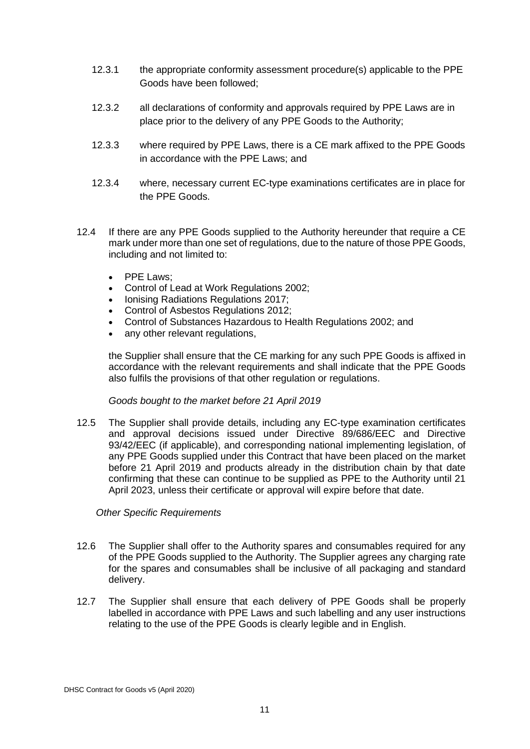12.3.1 the appropriate conformity assessment procedure(s) applicable to the PPE Goods have been followed;

12.3.2 all declarations of conformity and approvals required by PPE Laws are in place prior to the delivery of any PPE Goods to the Authority;

12.3.3 where required by PPE Laws, there is a CE mark affixed to the PPE Goods in accordance with the PPE Laws; and

12.3.4 where, necessary current EC-type examinations certificates are in place for the PPE Goods.

12.4 If there are any PPE Goods supplied to the Authority hereunder that require a CE mark under more than one set of regulations, due to the nature of those PPE Goods, including and not limited to:

- PPE Laws;
- Control of Lead at Work Regulations 2002;
- Ionising Radiations Regulations 2017;
- Control of Asbestos Regulations 2012;
- Control of Substances Hazardous to Health Regulations 2002; and
- any other relevant regulations,

the Supplier shall ensure that the CE marking for any such PPE Goods is affixed in accordance with the relevant requirements and shall indicate that the PPE Goods also fulfils the provisions of that other regulation or regulations.

*Goods bought to the market before 21 April 2019*

12.5 The Supplier shall provide details, including any EC-type examination certificates and approval decisions issued under Directive 89/686/EEC and Directive 93/42/EEC (if applicable), and corresponding national implementing legislation, of any PPE Goods supplied under this Contract that have been placed on the market before 21 April 2019 and products already in the distribution chain by that date confirming that these can continue to be supplied as PPE to the Authority until 21 April 2023, unless their certificate or approval will expire before that date.

*Other Specific Requirements*

12.6 The Supplier shall offer to the Authority spares and consumables required for any of the PPE Goods supplied to the Authority. The Supplier agrees any charging rate for the spares and consumables shall be inclusive of all packaging and standard delivery.

12.7 The Supplier shall ensure that each delivery of PPE Goods shall be properly labelled in accordance with PPE Laws and such labelling and any user instructions relating to the use of the PPE Goods is clearly legible and in English.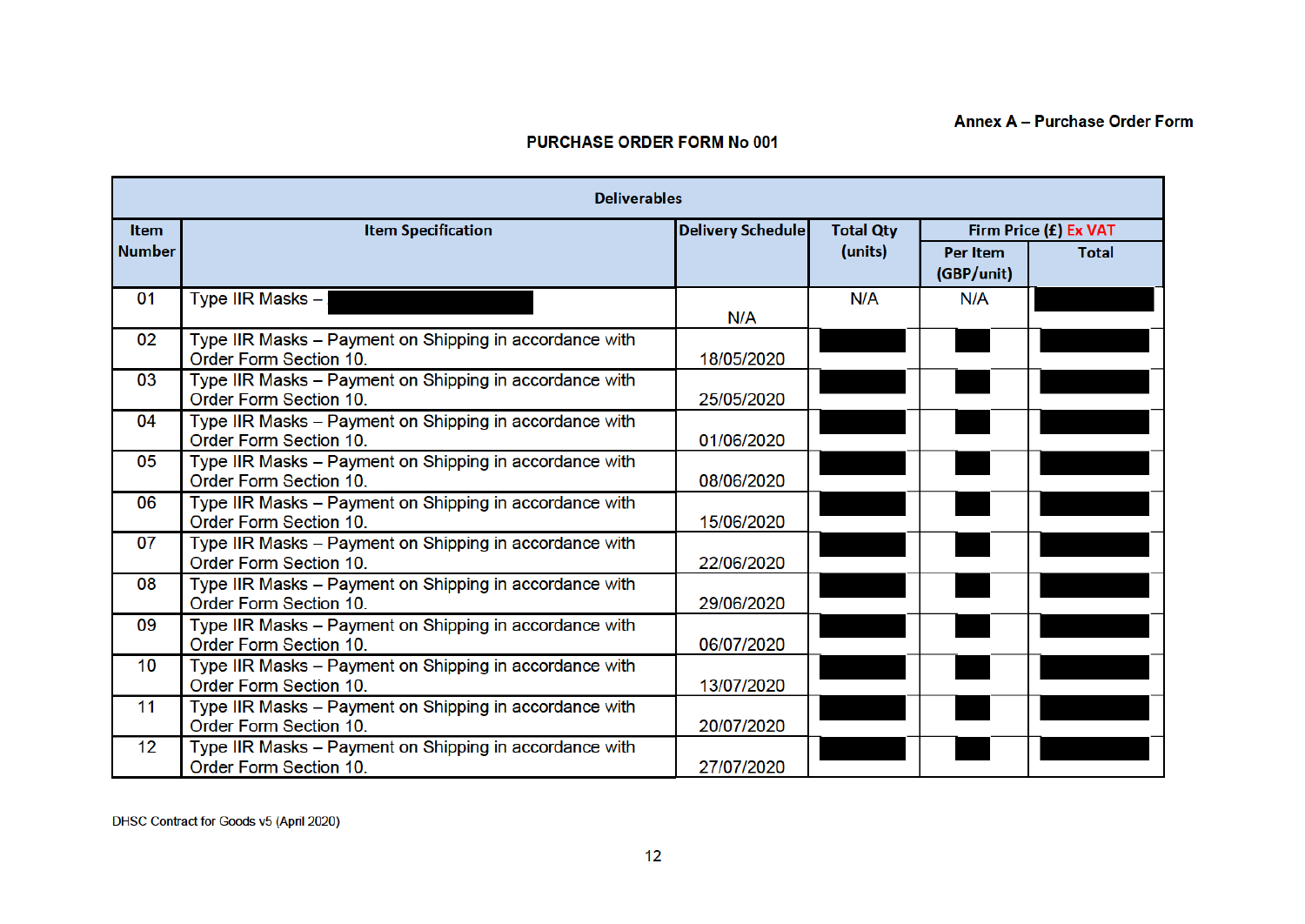Annex A – Purchase Order Form

**PURCHASE ORDER FORM No 001**

| Deliverables | | | | | |
|---|---|---|---|---|---|
| Item Number | Item Specification | Delivery Schedule | Total Qty (units) | Firm Price (£) Ex VAT | |
| | | | | Per Item (GBP/unit) | Total |
| 01 | Type IIR Masks – [REDACTED] | N/A | N/A | N/A | [REDACTED] |
| 02 | Type IIR Masks – Payment on Shipping in accordance with Order Form Section 10. | 18/05/2020 | [REDACTED] | [REDACTED] | [REDACTED] |
| 03 | Type IIR Masks – Payment on Shipping in accordance with Order Form Section 10. | 25/05/2020 | [REDACTED] | [REDACTED] | [REDACTED] |
| 04 | Type IIR Masks – Payment on Shipping in accordance with Order Form Section 10. | 01/06/2020 | [REDACTED] | [REDACTED] | [REDACTED] |
| 05 | Type IIR Masks – Payment on Shipping in accordance with Order Form Section 10. | 08/06/2020 | [REDACTED] | [REDACTED] | [REDACTED] |
| 06 | Type IIR Masks – Payment on Shipping in accordance with Order Form Section 10. | 15/06/2020 | [REDACTED] | [REDACTED] | [REDACTED] |
| 07 | Type IIR Masks – Payment on Shipping in accordance with Order Form Section 10. | 22/06/2020 | [REDACTED] | [REDACTED] | [REDACTED] |
| 08 | Type IIR Masks – Payment on Shipping in accordance with Order Form Section 10. | 29/06/2020 | [REDACTED] | [REDACTED] | [REDACTED] |
| 09 | Type IIR Masks – Payment on Shipping in accordance with Order Form Section 10. | 06/07/2020 | [REDACTED] | [REDACTED] | [REDACTED] |
| 10 | Type IIR Masks – Payment on Shipping in accordance with Order Form Section 10. | 13/07/2020 | [REDACTED] | [REDACTED] | [REDACTED] |
| 11 | Type IIR Masks – Payment on Shipping in accordance with Order Form Section 10. | 20/07/2020 | [REDACTED] | [REDACTED] | [REDACTED] |
| 12 | Type IIR Masks – Payment on Shipping in accordance with Order Form Section 10. | 27/07/2020 | [REDACTED] | [REDACTED] | [REDACTED] |

DHSC Contract for Goods v5 (April 2020)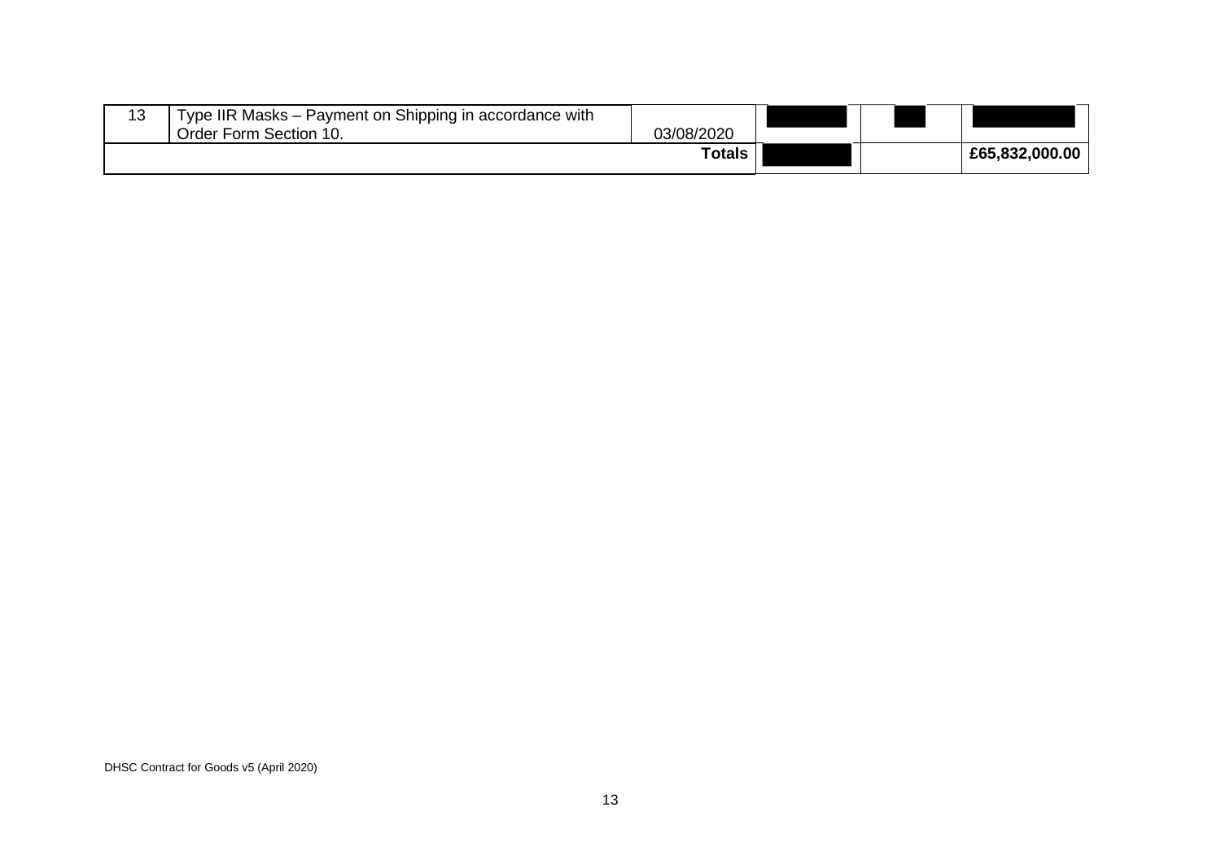| 13 | Type IIR Masks – Payment on Shipping in accordance with Order Form Section 10. | 03/08/2020 | | | |
|---|---|---|---|---|---|
| | | **Totals** | | | **£65,832,000.00** |

DHSC Contract for Goods v5 (April 2020)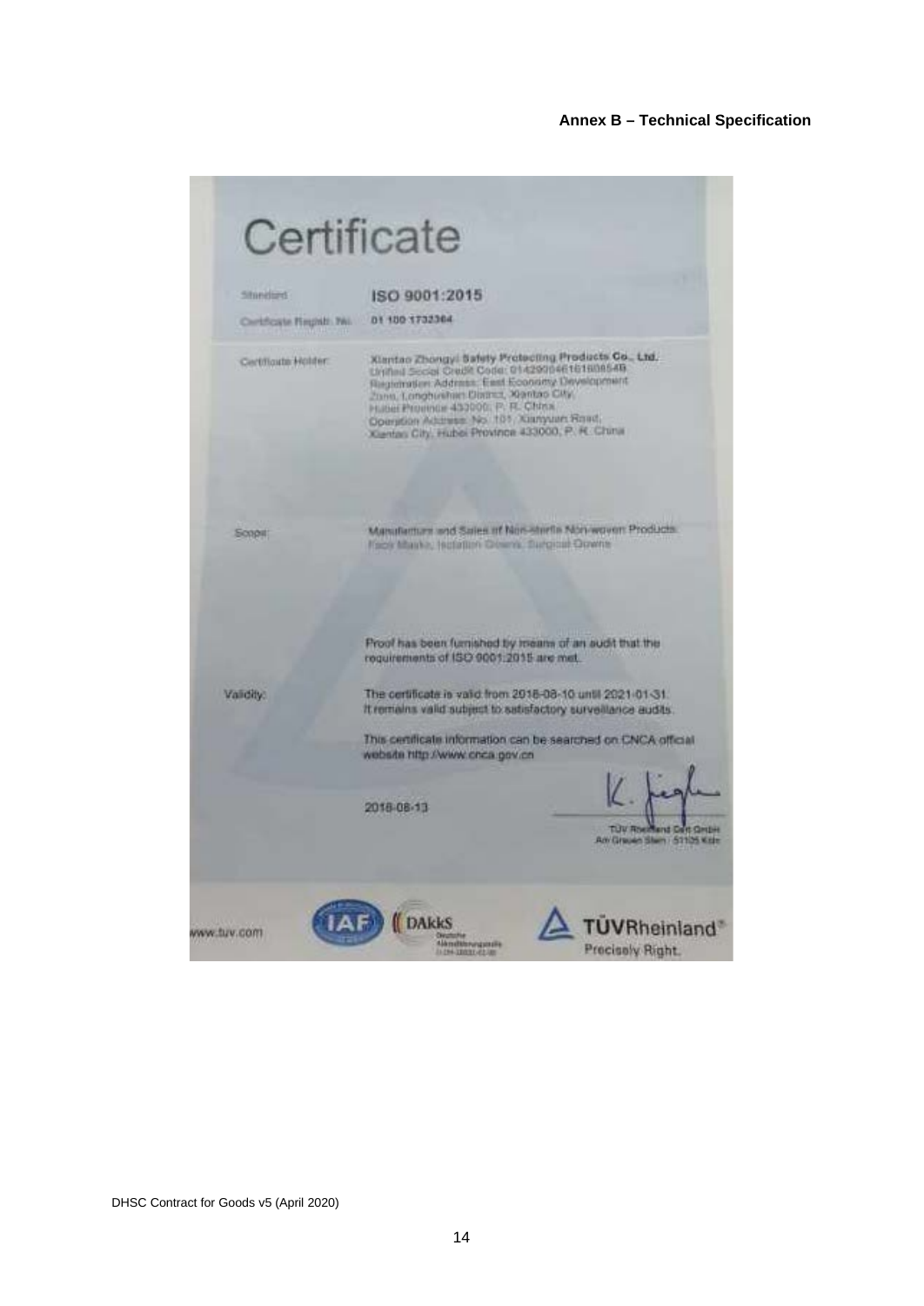**Annex B – Technical Specification**

# Certificate

| | |
|---|---|
| Standard | **ISO 9001:2015** |
| Certificate Registr. No. | 01 100 1732364 |
| Certificate Holder: | **Xiantao Zhongyi Safety Protecting Products Co., Ltd.**<br>Unified Social Credit Code: 91429004616160854B<br>Registration Address: East Economy Development Zone, Longhushan District, Xiantao City, Hubei Province 433000, P. R. China<br>Operation Address: No. 101, Xianyuan Road, Xiantao City, Hubei Province 433000, P. R. China |
| Scope: | Manufacture and Sales of Non-sterile Non-woven Products: Face Masks, Isolation Gowns, Surgical Gowns |
| | Proof has been furnished by means of an audit that the requirements of ISO 9001:2015 are met. |
| Validity: | The certificate is valid from 2018-08-10 until 2021-01-31. It remains valid subject to satisfactory surveillance audits. |
| | This certificate information can be searched on CNCA official website http://www.cnca.gov.cn |

2018-08-13

TÜV Rheinland Cert GmbH
Am Grauen Stein · 51105 Köln

www.tuv.com

DAkkS Deutsche Akkreditierungsstelle

TÜVRheinland® Precisely Right.

DHSC Contract for Goods v5 (April 2020)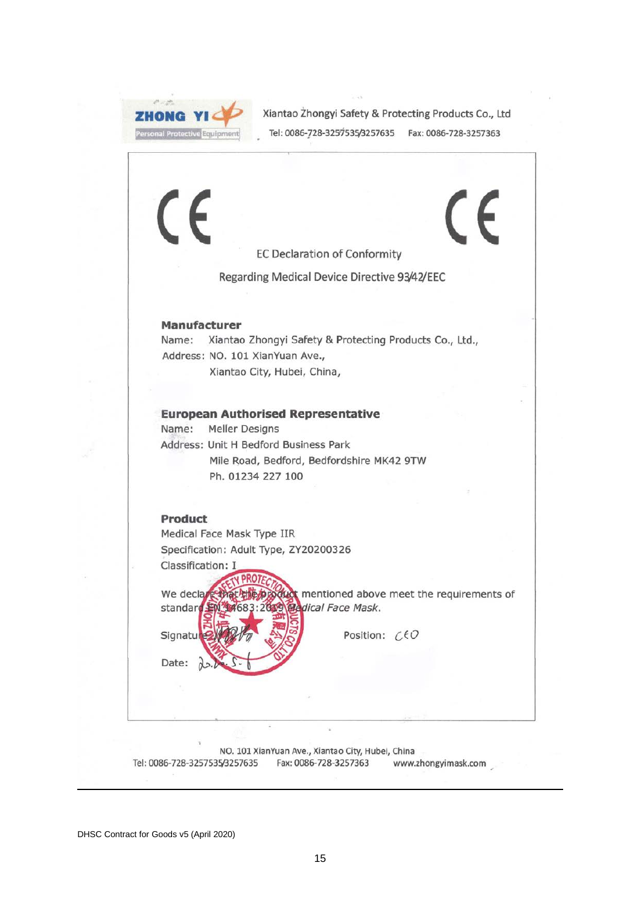ZHONG YI
Personal Protective Equipment

Xiantao Zhongyi Safety & Protecting Products Co., Ltd

Tel: 0086-728-3257535/3257635 Fax: 0086-728-3257363

CE CE

EC Declaration of Conformity

Regarding Medical Device Directive 93/42/EEC

**Manufacturer**

Name: Xiantao Zhongyi Safety & Protecting Products Co., Ltd.,

Address: NO. 101 XianYuan Ave., Xiantao City, Hubei, China,

**European Authorised Representative**

Name: Meller Designs

Address: Unit H Bedford Business Park, Mile Road, Bedford, Bedfordshire MK42 9TW

Ph. 01234 227 100

**Product**

Medical Face Mask Type IIR

Specification: Adult Type, ZY20200326

Classification: I

We declare that the product mentioned above meet the requirements of standard EN 14683:2019 *Medical Face Mask*.

Signature: [signature] Position: CEO

Date: 20.5.6

NO. 101 XianYuan Ave., Xiantao City, Hubei, China

Tel: 0086-728-3257535/3257635 Fax: 0086-728-3257363 www.zhongyimask.com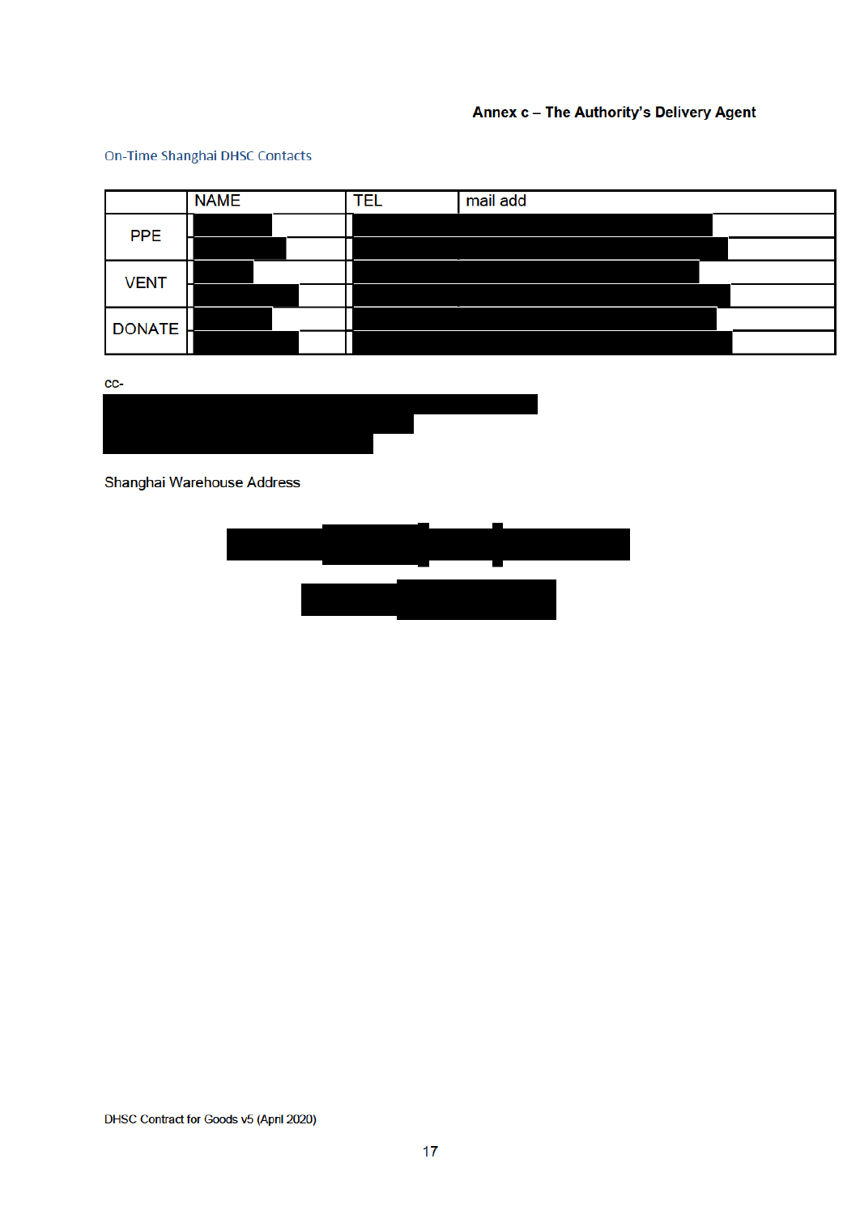**Annex c – The Authority's Delivery Agent**

On-Time Shanghai DHSC Contacts

| | NAME | TEL | mail add |
|---|---|---|---|
| PPE | | | |
| | | | |
| VENT | | | |
| | | | |
| DONATE | | | |
| | | | |

cc-

Shanghai Warehouse Address

DHSC Contract for Goods v5 (April 2020)